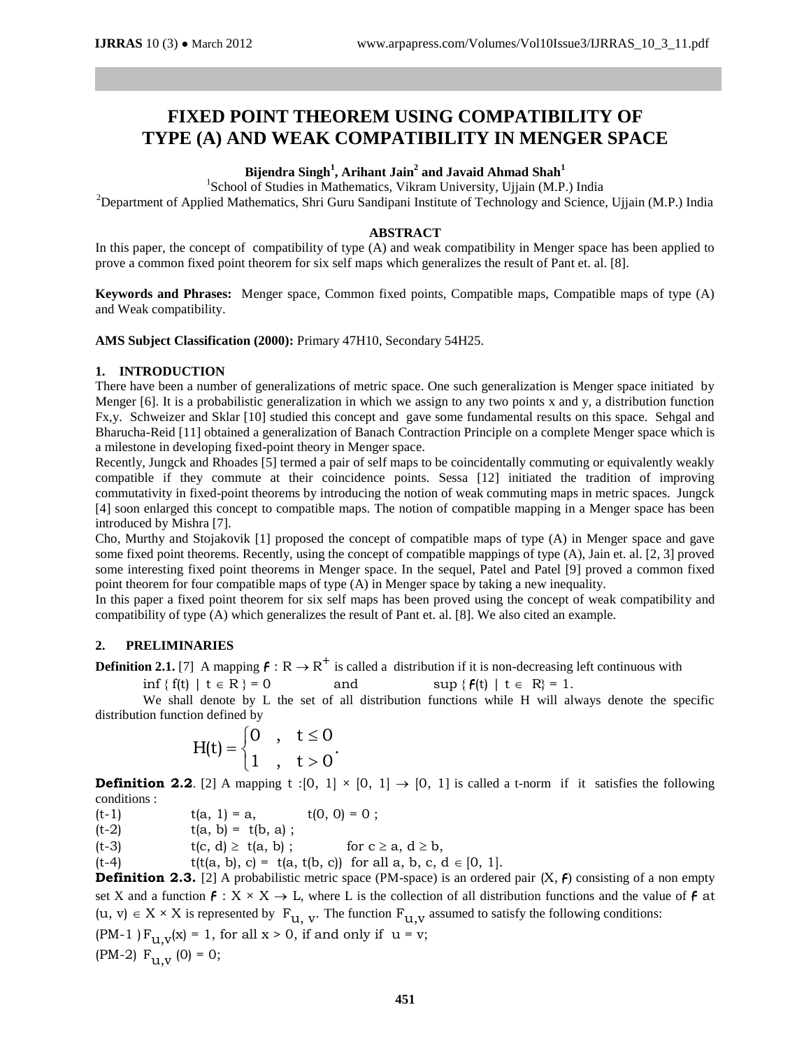# FIXED POINT THEOREM USING COMPATIBILITY OF TYPE (A) AND WEAK COMPATIBILITY IN MENGER SPACE

**Bijendra Singh[1], Arihant Jain[2] and Javaid Ahmad Shah[1]**

[1]School of Studies in Mathematics, Vikram University, Ujjain (M.P.) India

[2]Department of Applied Mathematics, Shri Guru Sandipani Institute of Technology and Science, Ujjain (M.P.) India

## ABSTRACT

In this paper, the concept of compatibility of type (A) and weak compatibility in Menger space has been applied to prove a common fixed point theorem for six self maps which generalizes the result of Pant et. al. [8].

**Keywords and Phrases:** Menger space, Common fixed points, Compatible maps, Compatible maps of type (A) and Weak compatibility.

**AMS Subject Classification (2000):** Primary 47H10, Secondary 54H25.

## 1. INTRODUCTION

There have been a number of generalizations of metric space. One such generalization is Menger space initiated by Menger [6]. It is a probabilistic generalization in which we assign to any two points x and y, a distribution function $F_{x,y}$. Schweizer and Sklar [10] studied this concept and gave some fundamental results on this space. Sehgal and Bharucha-Reid [11] obtained a generalization of Banach Contraction Principle on a complete Menger space which is a milestone in developing fixed-point theory in Menger space.

Recently, Jungck and Rhoades [5] termed a pair of self maps to be coincidentally commuting or equivalently weakly compatible if they commute at their coincidence points. Sessa [12] initiated the tradition of improving commutativity in fixed-point theorems by introducing the notion of weak commuting maps in metric spaces. Jungck [4] soon enlarged this concept to compatible maps. The notion of compatible mapping in a Menger space has been introduced by Mishra [7].

Cho, Murthy and Stojakovik [1] proposed the concept of compatible maps of type (A) in Menger space and gave some fixed point theorems. Recently, using the concept of compatible mappings of type (A), Jain et. al. [2, 3] proved some interesting fixed point theorems in Menger space. In the sequel, Patel and Patel [9] proved a common fixed point theorem for four compatible maps of type (A) in Menger space by taking a new inequality.

In this paper a fixed point theorem for six self maps has been proved using the concept of weak compatibility and compatibility of type (A) which generalizes the result of Pant et. al. [8]. We also cited an example.

## 2. PRELIMINARIES

**Definition 2.1.** [7] A mapping $f : R \to R^+$ is called a distribution if it is non-decreasing left continuous with

$\inf \{ f(t) \mid t \in R \} = 0$ and $\sup \{ f(t) \mid t \in R\} = 1$.

We shall denote by L the set of all distribution functions while H will always denote the specific distribution function defined by

$$H(t) = \begin{cases} 0 & , \quad t \leq 0 \\ 1 & , \quad t > 0 \end{cases}.$$

**Definition 2.2**. [2] A mapping $t : [0, 1] \times [0, 1] \to [0, 1]$ is called a t-norm if it satisfies the following conditions :

(t-1) $t(a, 1) = a$, $t(0, 0) = 0$ ;

(t-2) $t(a, b) = t(b, a)$ ;

(t-3) $t(c, d) \geq t(a, b)$ ; for $c \geq a$, $d \geq b$,

(t-4) $t(t(a, b), c) = t(a, t(b, c))$ for all $a, b, c, d \in [0, 1]$.

**Definition 2.3.** [2] A probabilistic metric space (PM-space) is an ordered pair $(X, f)$ consisting of a non empty set X and a function $f : X \times X \to L$, where L is the collection of all distribution functions and the value of $f$ at $(u, v) \in X \times X$ is represented by $F_{u, v}$. The function $F_{u,v}$ assumed to satisfy the following conditions:

(PM-1) $F_{u,v}(x) = 1$, for all $x > 0$, if and only if $u = v$;

(PM-2) $F_{u,v}(0) = 0$;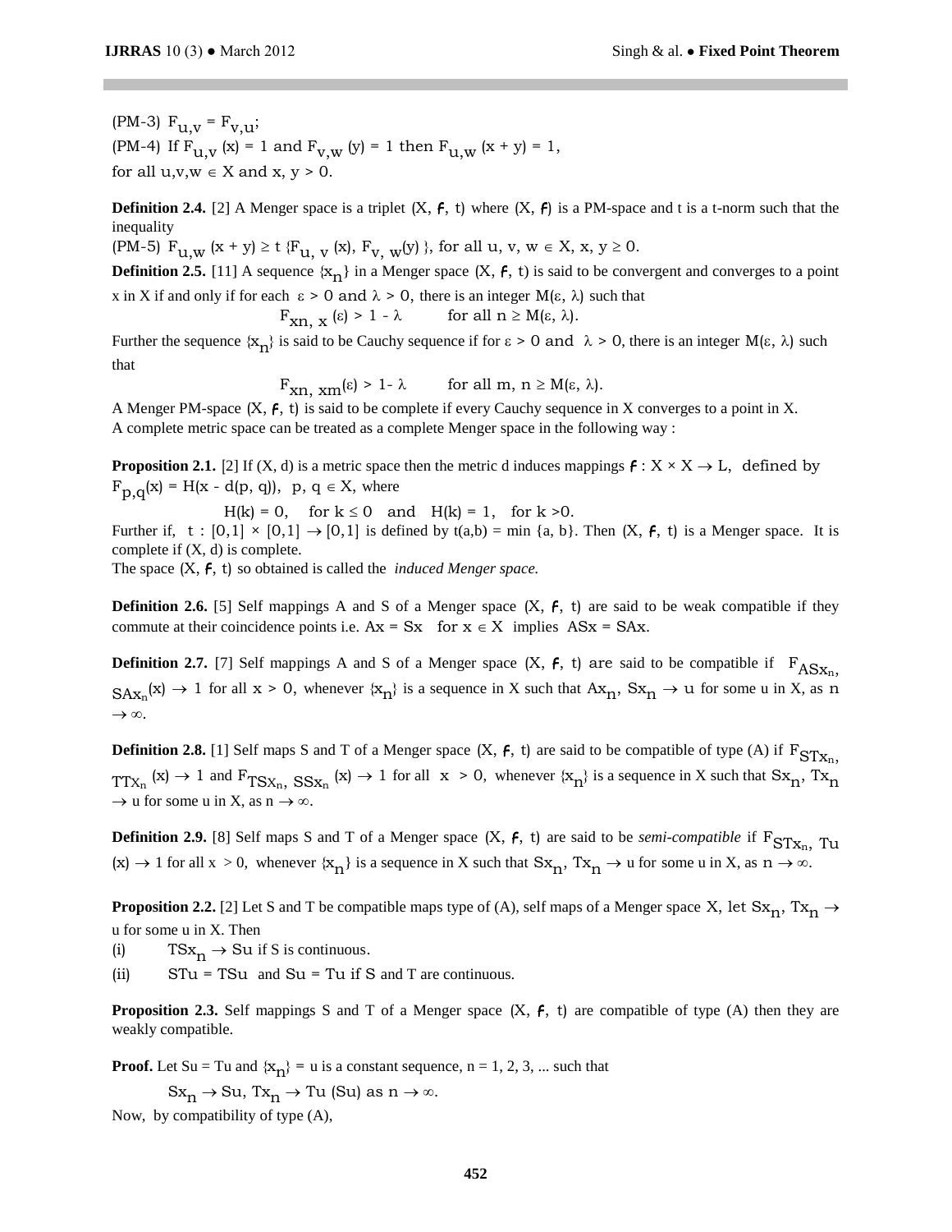(PM-3) $F_{u,v} = F_{v,u}$;

(PM-4) If $F_{u,v}(x) = 1$ and $F_{v,w}(y) = 1$ then $F_{u,w}(x + y) = 1$,

for all $u,v,w \in X$ and $x, y > 0$.

**Definition 2.4.** [2] A Menger space is a triplet $(X, \mathcal{F}, t)$ where $(X, \mathcal{F})$ is a PM-space and t is a t-norm such that the inequality

(PM-5) $F_{u,w}(x + y) \geq t\{F_{u,v}(x), F_{v,w}(y)\}$, for all $u, v, w \in X$, $x, y \geq 0$.

**Definition 2.5.** [11] A sequence $\{x_n\}$ in a Menger space $(X, \mathcal{F}, t)$ is said to be convergent and converges to a point x in X if and only if for each $\varepsilon > 0$ and $\lambda > 0$, there is an integer $M(\varepsilon, \lambda)$ such that

$$F_{x_n, x}(\varepsilon) > 1 - \lambda \qquad \text{for all } n \geq M(\varepsilon, \lambda).$$

Further the sequence $\{x_n\}$ is said to be Cauchy sequence if for $\varepsilon > 0$ and $\lambda > 0$, there is an integer $M(\varepsilon, \lambda)$ such that

$$F_{x_n, x_m}(\varepsilon) > 1 - \lambda \qquad \text{for all } m, n \geq M(\varepsilon, \lambda).$$

A Menger PM-space $(X, \mathcal{F}, t)$ is said to be complete if every Cauchy sequence in X converges to a point in X.

A complete metric space can be treated as a complete Menger space in the following way :

**Proposition 2.1.** [2] If (X, d) is a metric space then the metric d induces mappings $\mathcal{F} : X \times X \to L$, defined by $F_{p,q}(x) = H(x - d(p, q))$, $p, q \in X$, where

$$H(k) = 0, \quad \text{for } k \leq 0 \quad \text{and} \quad H(k) = 1, \quad \text{for } k > 0.$$

Further if, $t : [0,1] \times [0,1] \to [0,1]$ is defined by $t(a,b) = \min\{a, b\}$. Then $(X, \mathcal{F}, t)$ is a Menger space. It is complete if (X, d) is complete.

The space $(X, \mathcal{F}, t)$ so obtained is called the *induced Menger space.*

**Definition 2.6.** [5] Self mappings A and S of a Menger space $(X, \mathcal{F}, t)$ are said to be weak compatible if they commute at their coincidence points i.e. $Ax = Sx$ for $x \in X$ implies $ASx = SAx$.

**Definition 2.7.** [7] Self mappings A and S of a Menger space $(X, \mathcal{F}, t)$ are said to be compatible if $F_{ASx_n, SAx_n}(x) \to 1$ for all $x > 0$, whenever $\{x_n\}$ is a sequence in X such that $Ax_n, Sx_n \to u$ for some u in X, as $n \to \infty$.

**Definition 2.8.** [1] Self maps S and T of a Menger space $(X, \mathcal{F}, t)$ are said to be compatible of type (A) if $F_{STx_n, TTx_n}(x) \to 1$ and $F_{TSx_n, SSx_n}(x) \to 1$ for all $x > 0$, whenever $\{x_n\}$ is a sequence in X such that $Sx_n, Tx_n \to u$ for some u in X, as $n \to \infty$.

**Definition 2.9.** [8] Self maps S and T of a Menger space $(X, \mathcal{F}, t)$ are said to be *semi-compatible* if $F_{STx_n, Tu}(x) \to 1$ for all $x > 0$, whenever $\{x_n\}$ is a sequence in X such that $Sx_n, Tx_n \to u$ for some u in X, as $n \to \infty$.

**Proposition 2.2.** [2] Let S and T be compatible maps type of (A), self maps of a Menger space X, let $Sx_n, Tx_n \to u$ for some u in X. Then

(i) $TSx_n \to Su$ if S is continuous.

(ii) $STu = TSu$ and $Su = Tu$ if S and T are continuous.

**Proposition 2.3.** Self mappings S and T of a Menger space $(X, \mathcal{F}, t)$ are compatible of type (A) then they are weakly compatible.

**Proof.** Let $Su = Tu$ and $\{x_n\} = u$ is a constant sequence, $n = 1, 2, 3, \ldots$ such that

$$Sx_n \to Su, \; Tx_n \to Tu \; (Su) \text{ as } n \to \infty.$$

Now, by compatibility of type (A),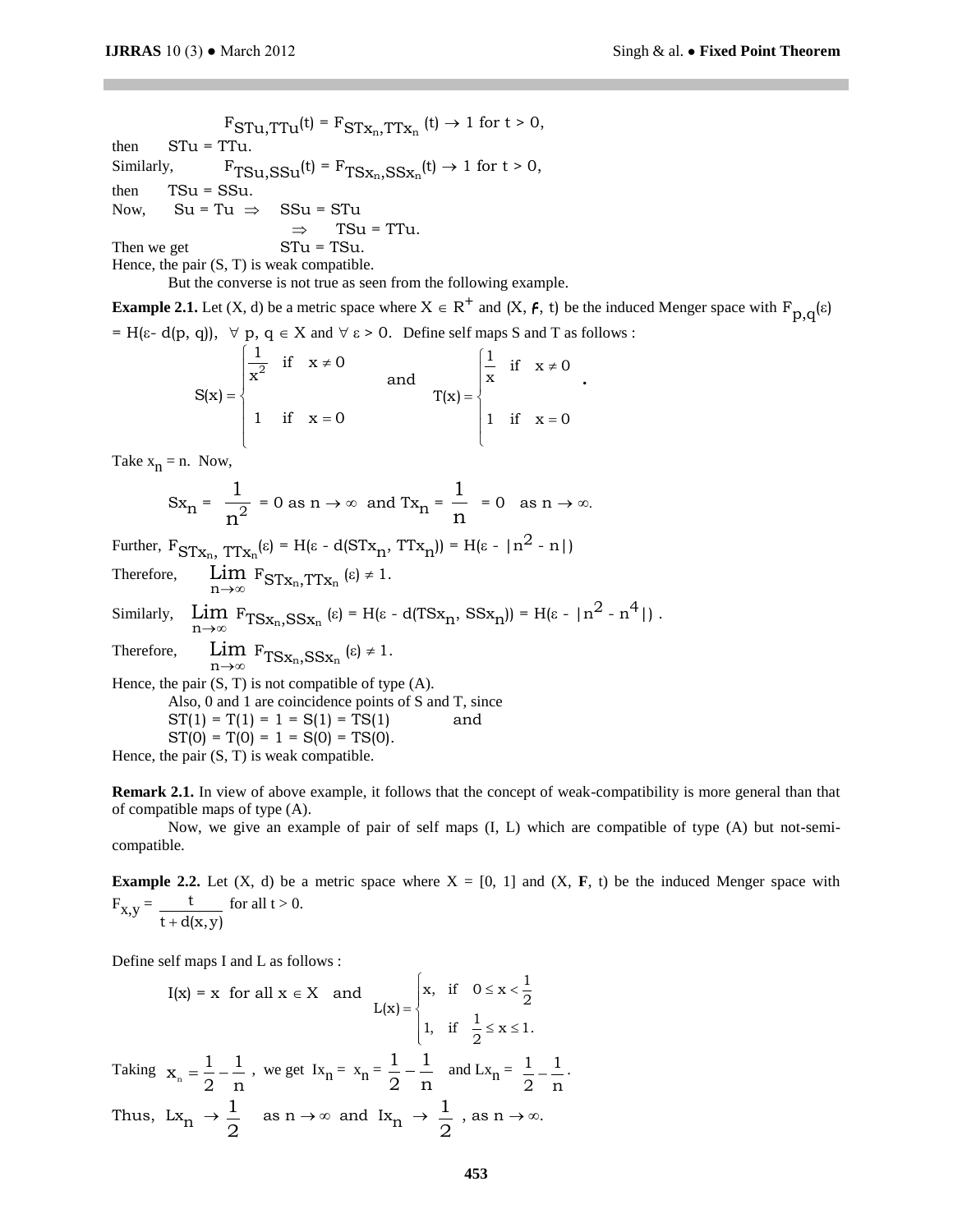$$F_{STu,TTu}(t) = F_{STx_n,TTx_n}(t) \to 1 \text{ for } t > 0,$$

then $STu = TTu$.

Similarly, $F_{TSu,SSu}(t) = F_{TSx_n,SSx_n}(t) \to 1$ for $t > 0$,

then $TSu = SSu$.

Now, $Su = Tu \Rightarrow SSu = STu$

$\Rightarrow TSu = TTu$.

Then we get $STu = TSu$.

Hence, the pair (S, T) is weak compatible.

But the converse is not true as seen from the following example.

**Example 2.1.** Let (X, d) be a metric space where $X \in R^+$ and (X, $\mathcal{F}$, t) be the induced Menger space with $F_{p,q}(\varepsilon) = H(\varepsilon - d(p, q))$, $\forall$ p, q $\in$ X and $\forall\ \varepsilon > 0$. Define self maps S and T as follows :

$$S(x) = \begin{cases} \dfrac{1}{x^2} & \text{if } x \neq 0 \\ 1 & \text{if } x = 0 \end{cases} \quad \text{and} \quad T(x) = \begin{cases} \dfrac{1}{x} & \text{if } x \neq 0 \\ 1 & \text{if } x = 0 \end{cases}.$$

Take $x_n = n$. Now,

$$Sx_n = \frac{1}{n^2} = 0 \text{ as } n \to \infty \text{ and } Tx_n = \frac{1}{n} = 0 \text{ as } n \to \infty.$$

Further, $F_{STx_n,\, TTx_n}(\varepsilon) = H(\varepsilon - d(STx_n, TTx_n)) = H(\varepsilon - |n^2 - n|)$

Therefore, $\displaystyle\lim_{n\to\infty} F_{STx_n,TTx_n}(\varepsilon) \neq 1$.

Similarly, $\displaystyle\lim_{n\to\infty} F_{TSx_n,SSx_n}(\varepsilon) = H(\varepsilon - d(TSx_n, SSx_n)) = H(\varepsilon - |n^2 - n^4|)$.

Therefore, $\displaystyle\lim_{n\to\infty} F_{TSx_n,SSx_n}(\varepsilon) \neq 1$.

Hence, the pair (S, T) is not compatible of type (A).

Also, 0 and 1 are coincidence points of S and T, since

$ST(1) = T(1) = 1 = S(1) = TS(1)$ and

$ST(0) = T(0) = 1 = S(0) = TS(0)$.

Hence, the pair (S, T) is weak compatible.

**Remark 2.1.** In view of above example, it follows that the concept of weak-compatibility is more general than that of compatible maps of type (A).

Now, we give an example of pair of self maps (I, L) which are compatible of type (A) but not-semi-compatible.

**Example 2.2.** Let (X, d) be a metric space where X = [0, 1] and (X, **F**, t) be the induced Menger space with $F_{x,y} = \dfrac{t}{t + d(x,y)}$ for all t > 0.

Define self maps I and L as follows :

$$I(x) = x \text{ for all } x \in X \quad \text{and} \quad L(x) = \begin{cases} x, & \text{if } 0 \le x < \dfrac{1}{2} \\ 1, & \text{if } \dfrac{1}{2} \le x \le 1. \end{cases}$$

Taking $x_n = \dfrac{1}{2} - \dfrac{1}{n}$, we get $Ix_n = x_n = \dfrac{1}{2} - \dfrac{1}{n}$ and $Lx_n = \dfrac{1}{2} - \dfrac{1}{n}$.

Thus, $Lx_n \to \dfrac{1}{2}$ as $n \to \infty$ and $Ix_n \to \dfrac{1}{2}$, as $n \to \infty$.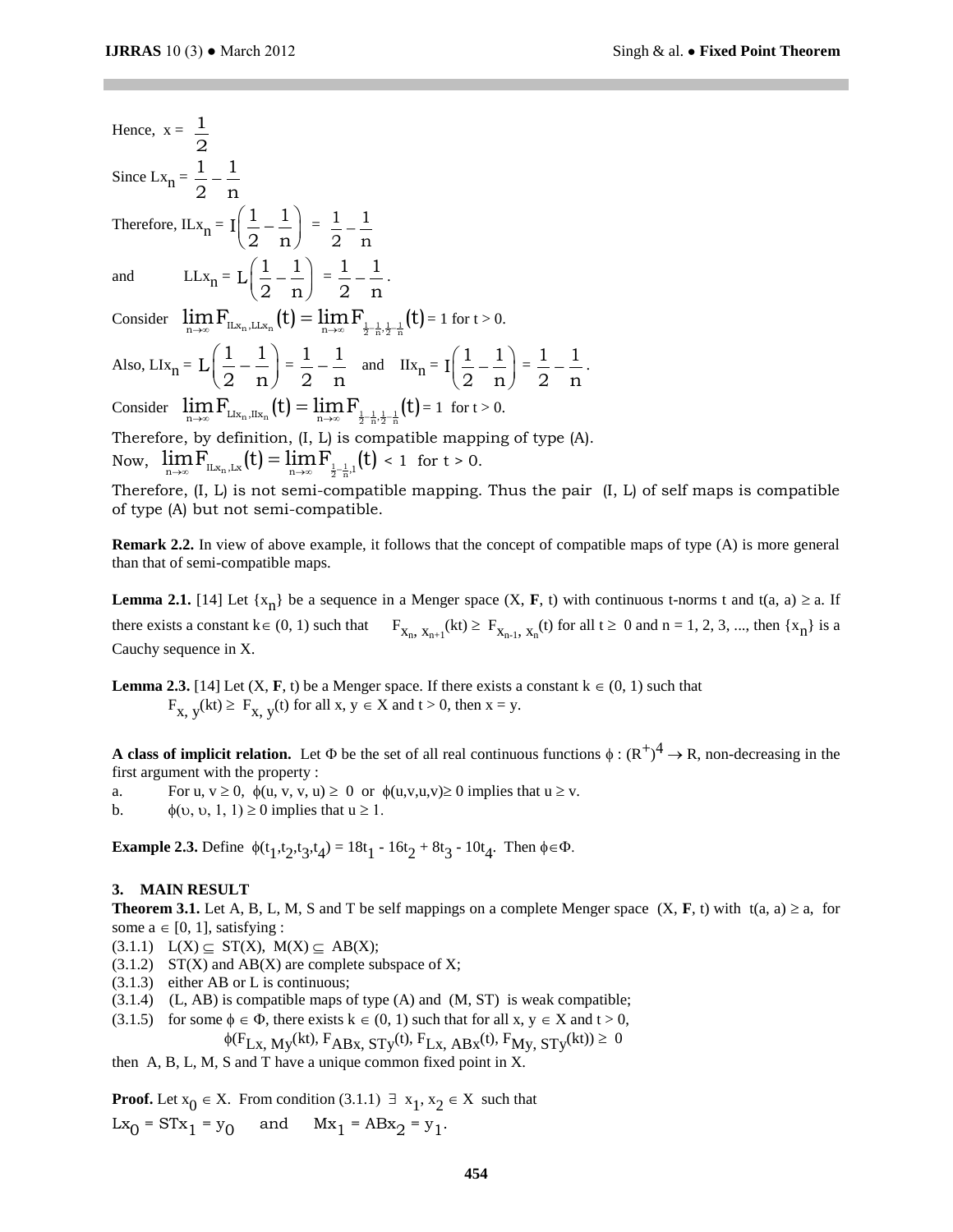Hence, $x = \frac{1}{2}$

Since $Lx_n = \frac{1}{2} - \frac{1}{n}$

Therefore, $ILx_n = I\left(\frac{1}{2} - \frac{1}{n}\right) = \frac{1}{2} - \frac{1}{n}$

and $LLx_n = L\left(\frac{1}{2} - \frac{1}{n}\right) = \frac{1}{2} - \frac{1}{n}$.

Consider $\lim_{n\to\infty} F_{ILx_n, LLx_n}(t) = \lim_{n\to\infty} F_{\frac{1}{2}-\frac{1}{n}, \frac{1}{2}-\frac{1}{n}}(t) = 1$ for $t > 0$.

Also, $LIx_n = L\left(\frac{1}{2} - \frac{1}{n}\right) = \frac{1}{2} - \frac{1}{n}$ and $IIx_n = I\left(\frac{1}{2} - \frac{1}{n}\right) = \frac{1}{2} - \frac{1}{n}$.

Consider $\lim_{n\to\infty} F_{LIx_n, IIx_n}(t) = \lim_{n\to\infty} F_{\frac{1}{2}-\frac{1}{n}, \frac{1}{2}-\frac{1}{n}}(t) = 1$ for $t > 0$.

Therefore, by definition, (I, L) is compatible mapping of type (A).

Now, $\lim_{n\to\infty} F_{ILx_n, Lx}(t) = \lim_{n\to\infty} F_{\frac{1}{2}-\frac{1}{n}, 1}(t) < 1$ for $t > 0$.

Therefore, (I, L) is not semi-compatible mapping. Thus the pair (I, L) of self maps is compatible of type (A) but not semi-compatible.

**Remark 2.2.** In view of above example, it follows that the concept of compatible maps of type (A) is more general than that of semi-compatible maps.

**Lemma 2.1.** [14] Let $\{x_n\}$ be a sequence in a Menger space (X, **F**, t) with continuous t-norms t and $t(a, a) \geq a$. If there exists a constant $k \in (0, 1)$ such that $F_{x_n, x_{n+1}}(kt) \geq F_{x_{n-1}, x_n}(t)$ for all $t \geq 0$ and n = 1, 2, 3, ..., then $\{x_n\}$ is a Cauchy sequence in X.

**Lemma 2.3.** [14] Let (X, **F**, t) be a Menger space. If there exists a constant $k \in (0, 1)$ such that $F_{x, y}(kt) \geq F_{x, y}(t)$ for all $x, y \in X$ and $t > 0$, then x = y.

**A class of implicit relation.** Let $\Phi$ be the set of all real continuous functions $\phi : (R^+)^4 \to R$, non-decreasing in the first argument with the property :

a. For $u, v \geq 0$, $\phi(u, v, v, u) \geq 0$ or $\phi(u,v,u,v) \geq 0$ implies that $u \geq v$.

b. $\phi(\upsilon, \upsilon, 1, 1) \geq 0$ implies that $u \geq 1$.

**Example 2.3.** Define $\phi(t_1,t_2,t_3,t_4) = 18t_1 - 16t_2 + 8t_3 - 10t_4$. Then $\phi \in \Phi$.

## 3. MAIN RESULT

**Theorem 3.1.** Let A, B, L, M, S and T be self mappings on a complete Menger space (X, **F**, t) with $t(a, a) \geq a$, for some $a \in [0, 1]$, satisfying :

(3.1.1) $L(X) \subseteq ST(X)$, $M(X) \subseteq AB(X)$;

(3.1.2) ST(X) and AB(X) are complete subspace of X;

(3.1.3) either AB or L is continuous;

(3.1.4) (L, AB) is compatible maps of type (A) and (M, ST) is weak compatible;

(3.1.5) for some $\phi \in \Phi$, there exists $k \in (0, 1)$ such that for all $x, y \in X$ and $t > 0$,

$$\phi(F_{Lx, My}(kt), F_{ABx, STy}(t), F_{Lx, ABx}(t), F_{My, STy}(kt)) \geq 0$$

then A, B, L, M, S and T have a unique common fixed point in X.

**Proof.** Let $x_0 \in X$. From condition (3.1.1) $\exists$ $x_1, x_2 \in X$ such that

$Lx_0 = STx_1 = y_0$ and $Mx_1 = ABx_2 = y_1$.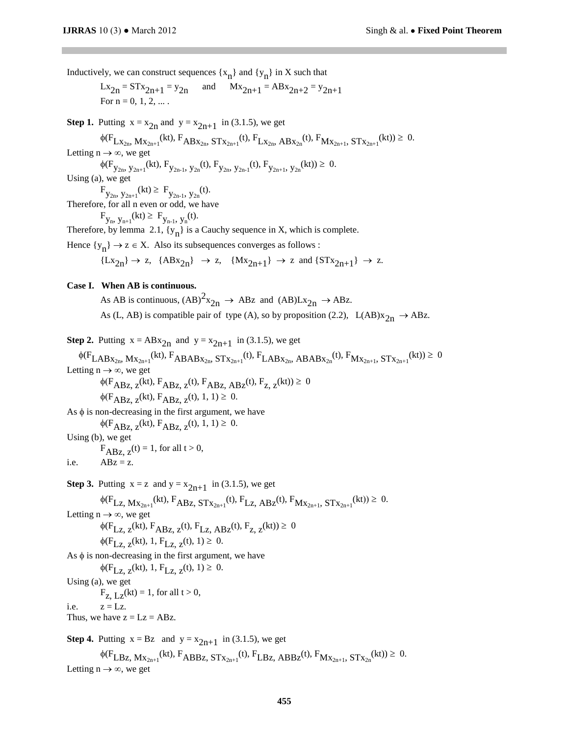Inductively, we can construct sequences $\{x_n\}$ and $\{y_n\}$ in X such that

$$Lx_{2n} = STx_{2n+1} = y_{2n} \quad \text{and} \quad Mx_{2n+1} = ABx_{2n+2} = y_{2n+1}$$

For n = 0, 1, 2, ... .

**Step 1.** Putting $x = x_{2n}$ and $y = x_{2n+1}$ in (3.1.5), we get

$$\phi(F_{Lx_{2n}, Mx_{2n+1}}(kt), F_{ABx_{2n}, STx_{2n+1}}(t), F_{Lx_{2n}, ABx_{2n}}(t), F_{Mx_{2n+1}, STx_{2n+1}}(kt)) \geq 0.$$

Letting $n \to \infty$, we get

$$\phi(F_{y_{2n}, y_{2n+1}}(kt), F_{y_{2n-1}, y_{2n}}(t), F_{y_{2n}, y_{2n-1}}(t), F_{y_{2n+1}, y_{2n}}(kt)) \geq 0.$$

Using (a), we get

$$F_{y_{2n}, y_{2n+1}}(kt) \geq F_{y_{2n-1}, y_{2n}}(t).$$

Therefore, for all n even or odd, we have

$$F_{y_n, y_{n+1}}(kt) \geq F_{y_{n-1}, y_n}(t).$$

Therefore, by lemma 2.1, $\{y_n\}$ is a Cauchy sequence in X, which is complete.

Hence $\{y_n\} \to z \in X$. Also its subsequences converges as follows :

$$\{Lx_{2n}\} \to z, \quad \{ABx_{2n}\} \to z, \quad \{Mx_{2n+1}\} \to z \text{ and } \{STx_{2n+1}\} \to z.$$

**Case I. When AB is continuous.**

As AB is continuous, $(AB)^2x_{2n} \to ABz$ and $(AB)Lx_{2n} \to ABz$.

As (L, AB) is compatible pair of type (A), so by proposition (2.2), $L(AB)x_{2n} \to ABz$.

**Step 2.** Putting $x = ABx_{2n}$ and $y = x_{2n+1}$ in (3.1.5), we get

$$\phi(F_{LABx_{2n}, Mx_{2n+1}}(kt), F_{ABABx_{2n}, STx_{2n+1}}(t), F_{LABx_{2n}, ABABx_{2n}}(t), F_{Mx_{2n+1}, STx_{2n+1}}(kt)) \geq 0$$

Letting $n \to \infty$, we get

$$\phi(F_{ABz, z}(kt), F_{ABz, z}(t), F_{ABz, ABz}(t), F_{z, z}(kt)) \geq 0$$

$$\phi(F_{ABz, z}(kt), F_{ABz, z}(t), 1, 1) \geq 0.$$

As $\phi$ is non-decreasing in the first argument, we have

$$\phi(F_{ABz, z}(kt), F_{ABz, z}(t), 1, 1) \geq 0.$$

Using (b), we get

$F_{ABz, z}(t) = 1$, for all $t > 0$,

i.e. $ABz = z$.

**Step 3.** Putting $x = z$ and $y = x_{2n+1}$ in (3.1.5), we get

$$\phi(F_{Lz, Mx_{2n+1}}(kt), F_{ABz, STx_{2n+1}}(t), F_{Lz, ABz}(t), F_{Mx_{2n+1}, STx_{2n+1}}(kt)) \geq 0.$$

Letting $n \to \infty$, we get

$$\phi(F_{Lz, z}(kt), F_{ABz, z}(t), F_{Lz, ABz}(t), F_{z, z}(kt)) \geq 0$$

$$\phi(F_{Lz, z}(kt), 1, F_{Lz, z}(t), 1) \geq 0.$$

As $\phi$ is non-decreasing in the first argument, we have

$$\phi(F_{Lz, z}(kt), 1, F_{Lz, z}(t), 1) \geq 0.$$

Using (a), we get

$F_{z, Lz}(kt) = 1$, for all $t > 0$,

i.e. $z = Lz$.

Thus, we have $z = Lz = ABz$.

**Step 4.** Putting $x = Bz$ and $y = x_{2n+1}$ in (3.1.5), we get

$$\phi(F_{LBz, Mx_{2n+1}}(kt), F_{ABBz, STx_{2n+1}}(t), F_{LBz, ABBz}(t), F_{Mx_{2n+1}, STx_{2n}}(kt)) \geq 0.$$

Letting $n \to \infty$, we get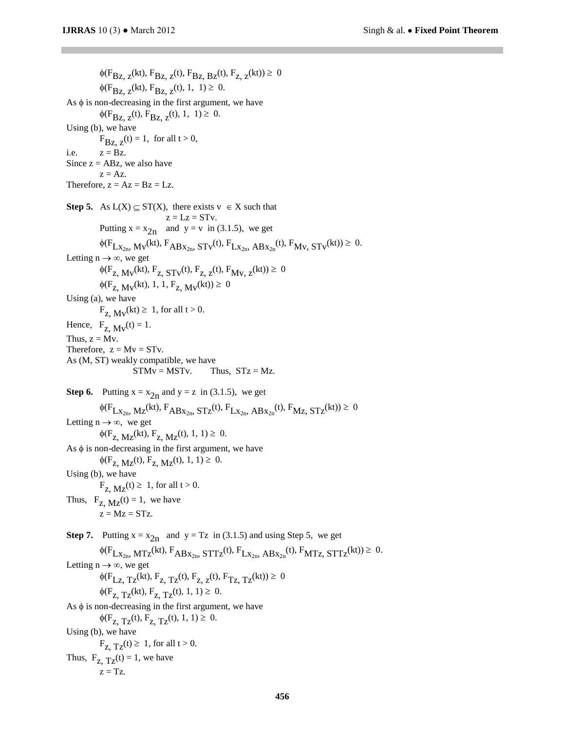$$\phi(F_{Bz,\,z}(kt), F_{Bz,\,z}(t), F_{Bz,\,Bz}(t), F_{z,\,z}(kt)) \geq 0$$

$$\phi(F_{Bz,\,z}(kt), F_{Bz,\,z}(t), 1, 1) \geq 0.$$

As $\phi$ is non-decreasing in the first argument, we have

$$\phi(F_{Bz,\,z}(t), F_{Bz,\,z}(t), 1, 1) \geq 0.$$

Using (b), we have

$$F_{Bz,\,z}(t) = 1, \text{ for all } t > 0,$$

i.e. $z = Bz$.

Since $z = ABz$, we also have

$$z = Az.$$

Therefore, $z = Az = Bz = Lz$.

**Step 5.** As $L(X) \subseteq ST(X)$, there exists $v \in X$ such that

$$z = Lz = STv.$$

Putting $x = x_{2n}$ and $y = v$ in (3.1.5), we get

$$\phi(F_{Lx_{2n},\,Mv}(kt), F_{ABx_{2n},\,STv}(t), F_{Lx_{2n},\,ABx_{2n}}(t), F_{Mv,\,STv}(kt)) \geq 0.$$

Letting $n \to \infty$, we get

$$\phi(F_{z,\,Mv}(kt), F_{z,\,STv}(t), F_{z,\,z}(t), F_{Mv,\,z}(kt)) \geq 0$$

$$\phi(F_{z,\,Mv}(kt), 1, 1, F_{z,\,Mv}(kt)) \geq 0$$

Using (a), we have

$$F_{z,\,Mv}(kt) \geq 1, \text{ for all } t > 0.$$

Hence, $F_{z,\,Mv}(t) = 1$.

Thus, $z = Mv$.

Therefore, $z = Mv = STv$.

As $(M, ST)$ weakly compatible, we have

$$STMv = MSTv. \qquad \text{Thus, } STz = Mz.$$

**Step 6.** Putting $x = x_{2n}$ and $y = z$ in (3.1.5), we get

$$\phi(F_{Lx_{2n},\,Mz}(kt), F_{ABx_{2n},\,STz}(t), F_{Lx_{2n},\,ABx_{2n}}(t), F_{Mz,\,STz}(kt)) \geq 0$$

Letting $n \to \infty$, we get

$$\phi(F_{z,\,Mz}(kt), F_{z,\,Mz}(t), 1, 1) \geq 0.$$

As $\phi$ is non-decreasing in the first argument, we have

$$\phi(F_{z,\,Mz}(t), F_{z,\,Mz}(t), 1, 1) \geq 0.$$

Using (b), we have

$$F_{z,\,Mz}(t) \geq 1, \text{ for all } t > 0.$$

Thus, $F_{z,\,Mz}(t) = 1$, we have

$$z = Mz = STz.$$

**Step 7.** Putting $x = x_{2n}$ and $y = Tz$ in (3.1.5) and using Step 5, we get

$$\phi(F_{Lx_{2n},\,MTz}(kt), F_{ABx_{2n},\,STTz}(t), F_{Lx_{2n},\,ABx_{2n}}(t), F_{MTz,\,STTz}(kt)) \geq 0.$$

Letting $n \to \infty$, we get

$$\phi(F_{Lz,\,Tz}(kt), F_{z,\,Tz}(t), F_{z,\,z}(t), F_{Tz,\,Tz}(kt)) \geq 0$$

$$\phi(F_{z,\,Tz}(kt), F_{z,\,Tz}(t), 1, 1) \geq 0.$$

As $\phi$ is non-decreasing in the first argument, we have

$$\phi(F_{z,\,Tz}(t), F_{z,\,Tz}(t), 1, 1) \geq 0.$$

Using (b), we have

$$F_{z,\,Tz}(t) \geq 1, \text{ for all } t > 0.$$

Thus, $F_{z,\,Tz}(t) = 1$, we have

$$z = Tz.$$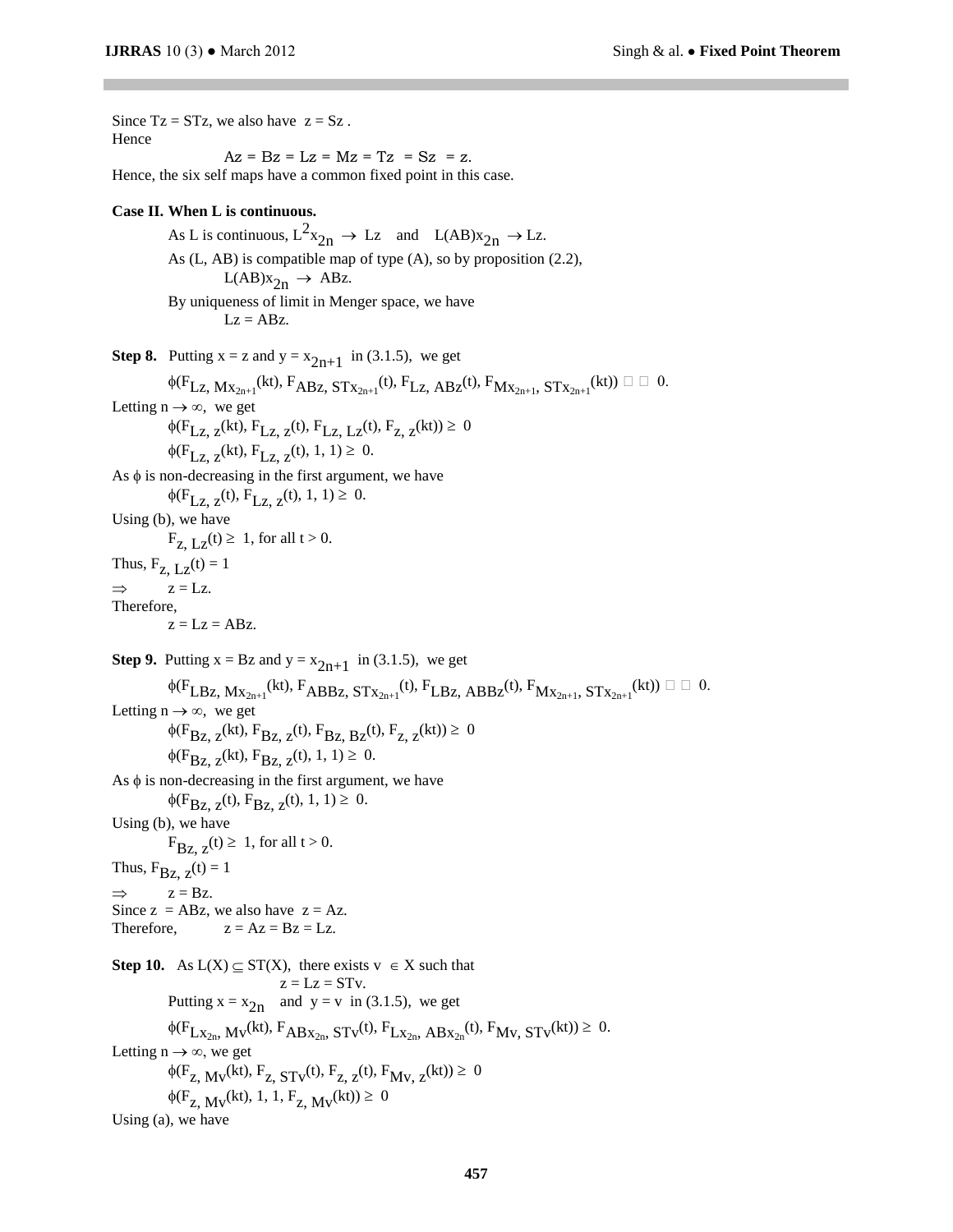Since $Tz = STz$, we also have $z = Sz$ .
Hence

$$Az = Bz = Lz = Mz = Tz = Sz = z.$$

Hence, the six self maps have a common fixed point in this case.

**Case II. When L is continuous.**

As L is continuous, $L^2x_{2n} \to Lz$ and $L(AB)x_{2n} \to Lz$.

As (L, AB) is compatible map of type (A), so by proposition (2.2),

$$L(AB)x_{2n} \to ABz.$$

By uniqueness of limit in Menger space, we have

$$Lz = ABz.$$

**Step 8.** Putting $x = z$ and $y = x_{2n+1}$ in (3.1.5), we get

$$\phi(F_{Lz,\, Mx_{2n+1}}(kt), F_{ABz,\, STx_{2n+1}}(t), F_{Lz,\, ABz}(t), F_{Mx_{2n+1},\, STx_{2n+1}}(kt)) \geq 0.$$

Letting $n \to \infty$, we get

$$\phi(F_{Lz,\, z}(kt), F_{Lz,\, z}(t), F_{Lz,\, Lz}(t), F_{z,\, z}(kt)) \geq 0$$

$$\phi(F_{Lz,\, z}(kt), F_{Lz,\, z}(t), 1, 1) \geq 0.$$

As $\phi$ is non-decreasing in the first argument, we have

$$\phi(F_{Lz,\, z}(t), F_{Lz,\, z}(t), 1, 1) \geq 0.$$

Using (b), we have

$$F_{z,\, Lz}(t) \geq 1, \text{ for all } t > 0.$$

Thus, $F_{z,\, Lz}(t) = 1$

$\Rightarrow \quad z = Lz.$

Therefore,

$$z = Lz = ABz.$$

**Step 9.** Putting $x = Bz$ and $y = x_{2n+1}$ in (3.1.5), we get

$$\phi(F_{LBz,\, Mx_{2n+1}}(kt), F_{ABBz,\, STx_{2n+1}}(t), F_{LBz,\, ABBz}(t), F_{Mx_{2n+1},\, STx_{2n+1}}(kt)) \geq 0.$$

Letting $n \to \infty$, we get

$$\phi(F_{Bz,\, z}(kt), F_{Bz,\, z}(t), F_{Bz,\, Bz}(t), F_{z,\, z}(kt)) \geq 0$$

$$\phi(F_{Bz,\, z}(kt), F_{Bz,\, z}(t), 1, 1) \geq 0.$$

As $\phi$ is non-decreasing in the first argument, we have

$$\phi(F_{Bz,\, z}(t), F_{Bz,\, z}(t), 1, 1) \geq 0.$$

Using (b), we have

$$F_{Bz,\, z}(t) \geq 1, \text{ for all } t > 0.$$

Thus, $F_{Bz,\, z}(t) = 1$

$\Rightarrow \quad z = Bz.$

Since $z = ABz$, we also have $z = Az$.

Therefore, $\quad z = Az = Bz = Lz.$

**Step 10.** As $L(X) \subseteq ST(X)$, there exists $v \in X$ such that

$$z = Lz = STv.$$

Putting $x = x_{2n}$ and $y = v$ in (3.1.5), we get

$$\phi(F_{Lx_{2n},\, Mv}(kt), F_{ABx_{2n},\, STv}(t), F_{Lx_{2n},\, ABx_{2n}}(t), F_{Mv,\, STv}(kt)) \geq 0.$$

Letting $n \to \infty$, we get

$$\phi(F_{z,\, Mv}(kt), F_{z,\, STv}(t), F_{z,\, z}(t), F_{Mv,\, z}(kt)) \geq 0$$

$$\phi(F_{z,\, Mv}(kt), 1, 1, F_{z,\, Mv}(kt)) \geq 0$$

Using (a), we have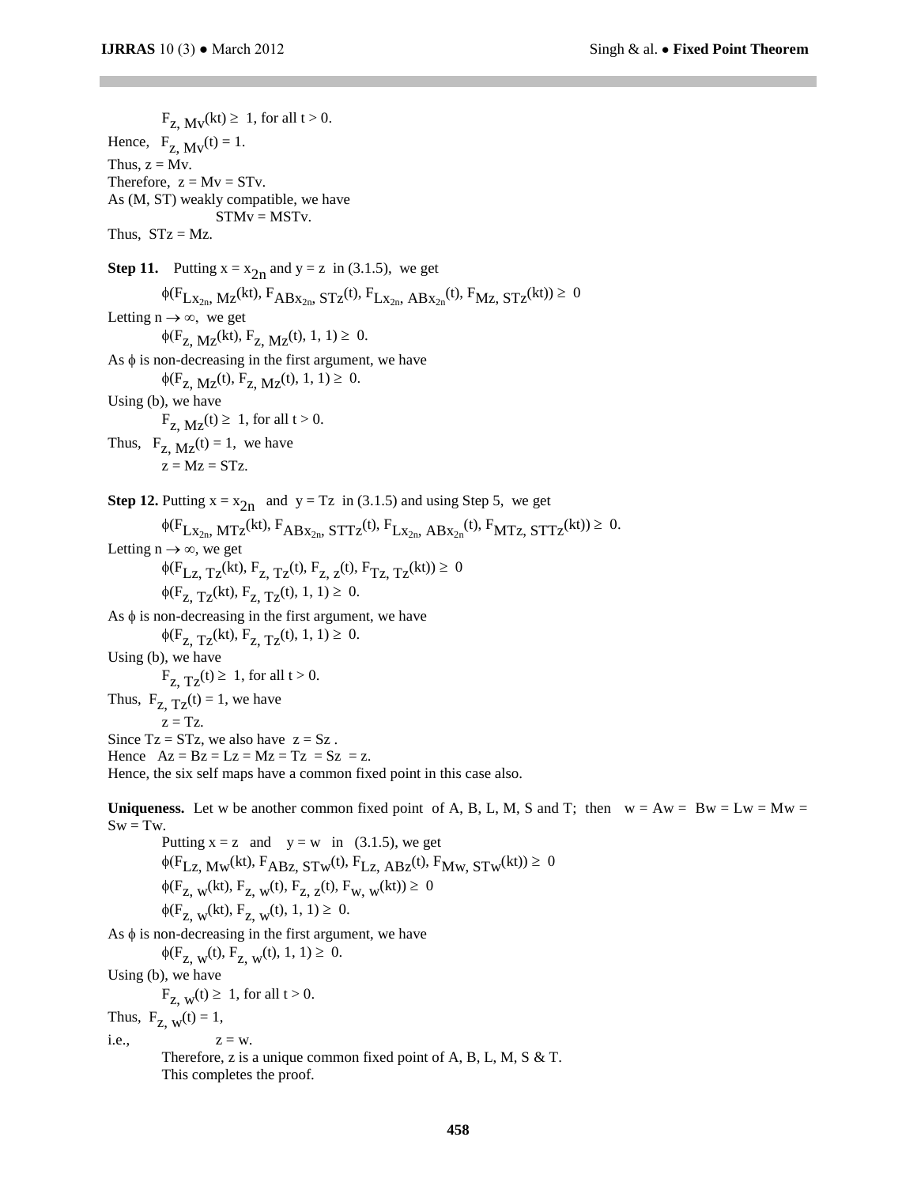$$F_{z,\,Mv}(kt) \geq 1, \text{ for all } t > 0.$$

Hence, $F_{z,\,Mv}(t) = 1$.

Thus, $z = Mv$.

Therefore, $z = Mv = STv$.

As (M, ST) weakly compatible, we have

$$STMv = MSTv.$$

Thus, $STz = Mz$.

**Step 11.** Putting $x = x_{2n}$ and $y = z$ in (3.1.5), we get

$$\phi(F_{Lx_{2n},\,Mz}(kt), F_{ABx_{2n},\,STz}(t), F_{Lx_{2n},\,ABx_{2n}}(t), F_{Mz,\,STz}(kt)) \geq 0$$

Letting $n \to \infty$, we get

$$\phi(F_{z,\,Mz}(kt), F_{z,\,Mz}(t), 1, 1) \geq 0.$$

As $\phi$ is non-decreasing in the first argument, we have

$$\phi(F_{z,\,Mz}(t), F_{z,\,Mz}(t), 1, 1) \geq 0.$$

Using (b), we have

$$F_{z,\,Mz}(t) \geq 1, \text{ for all } t > 0.$$

Thus, $F_{z,\,Mz}(t) = 1$, we have

$$z = Mz = STz.$$

**Step 12.** Putting $x = x_{2n}$ and $y = Tz$ in (3.1.5) and using Step 5, we get

$$\phi(F_{Lx_{2n},\,MTz}(kt), F_{ABx_{2n},\,STTz}(t), F_{Lx_{2n},\,ABx_{2n}}(t), F_{MTz,\,STTz}(kt)) \geq 0.$$

Letting $n \to \infty$, we get

$$\phi(F_{Lz,\,Tz}(kt), F_{z,\,Tz}(t), F_{z,\,z}(t), F_{Tz,\,Tz}(kt)) \geq 0$$

$$\phi(F_{z,\,Tz}(kt), F_{z,\,Tz}(t), 1, 1) \geq 0.$$

As $\phi$ is non-decreasing in the first argument, we have

$$\phi(F_{z,\,Tz}(kt), F_{z,\,Tz}(t), 1, 1) \geq 0.$$

Using (b), we have

$$F_{z,\,Tz}(t) \geq 1, \text{ for all } t > 0.$$

Thus, $F_{z,\,Tz}(t) = 1$, we have

$$z = Tz.$$

Since $Tz = STz$, we also have $z = Sz$.

Hence $Az = Bz = Lz = Mz = Tz = Sz = z$.

Hence, the six self maps have a common fixed point in this case also.

**Uniqueness.** Let w be another common fixed point of A, B, L, M, S and T; then $w = Aw = Bw = Lw = Mw = Sw = Tw$.

Putting $x = z$ and $y = w$ in (3.1.5), we get

$$\phi(F_{Lz,\,Mw}(kt), F_{ABz,\,STw}(t), F_{Lz,\,ABz}(t), F_{Mw,\,STw}(kt)) \geq 0$$

$$\phi(F_{z,\,w}(kt), F_{z,\,w}(t), F_{z,\,z}(t), F_{w,\,w}(kt)) \geq 0$$

$$\phi(F_{z,\,w}(kt), F_{z,\,w}(t), 1, 1) \geq 0.$$

As $\phi$ is non-decreasing in the first argument, we have

$$\phi(F_{z,\,w}(t), F_{z,\,w}(t), 1, 1) \geq 0.$$

Using (b), we have

$$F_{z,\,w}(t) \geq 1, \text{ for all } t > 0.$$

Thus, $F_{z,\,w}(t) = 1$,

i.e., $z = w$.

Therefore, z is a unique common fixed point of A, B, L, M, S & T.

This completes the proof.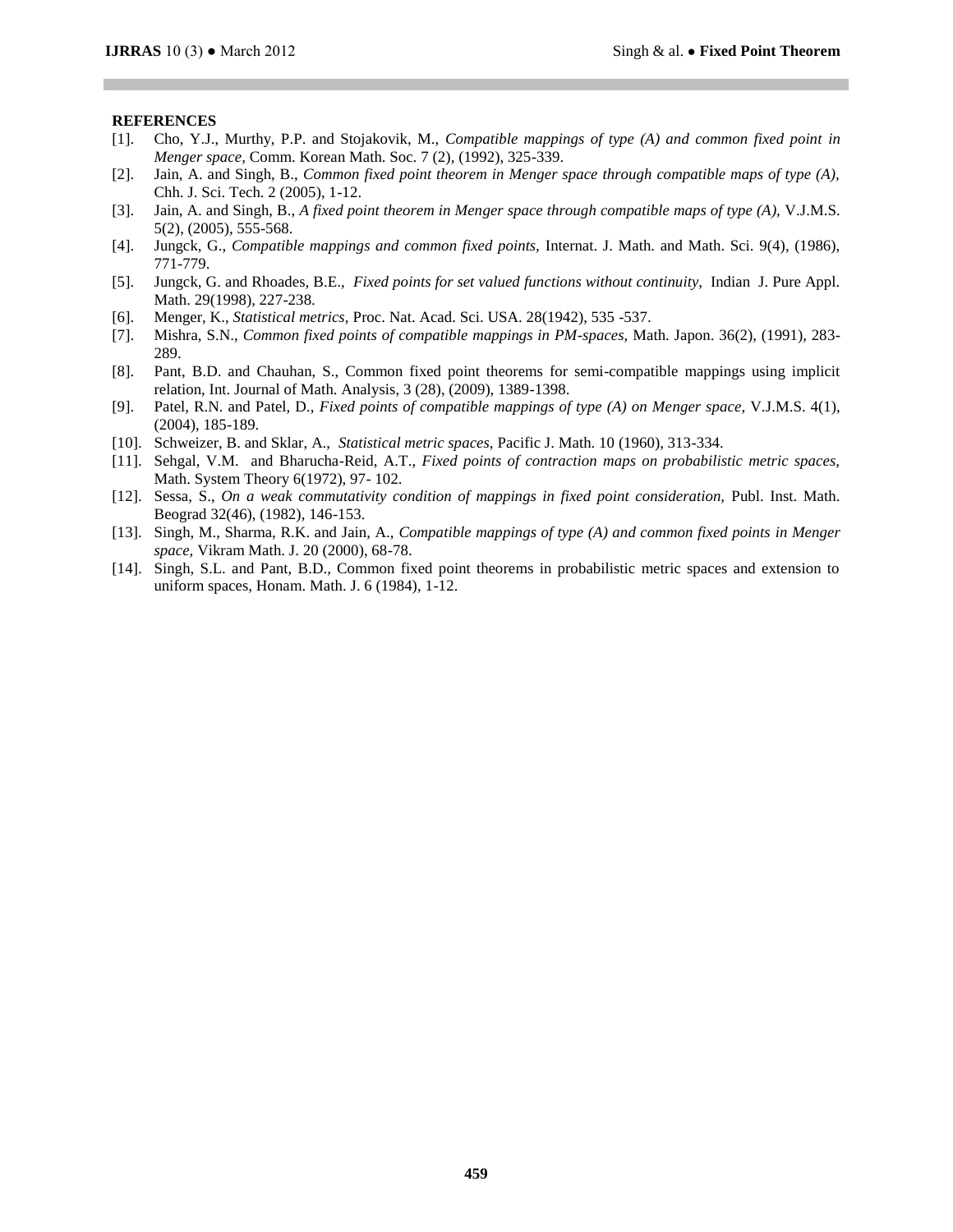**REFERENCES**

[1]. Cho, Y.J., Murthy, P.P. and Stojakovik, M., *Compatible mappings of type (A) and common fixed point in Menger space*, Comm. Korean Math. Soc. 7 (2), (1992), 325-339.

[2]. Jain, A. and Singh, B., *Common fixed point theorem in Menger space through compatible maps of type (A),* Chh. J. Sci. Tech. 2 (2005), 1-12.

[3]. Jain, A. and Singh, B., *A fixed point theorem in Menger space through compatible maps of type (A),* V.J.M.S. 5(2), (2005), 555-568.

[4]. Jungck, G., *Compatible mappings and common fixed points,* Internat. J. Math. and Math. Sci. 9(4), (1986), 771-779.

[5]. Jungck, G. and Rhoades, B.E., *Fixed points for set valued functions without continuity,* Indian J. Pure Appl. Math. 29(1998), 227-238.

[6]. Menger, K., *Statistical metrics,* Proc. Nat. Acad. Sci. USA. 28(1942), 535 -537.

[7]. Mishra, S.N., *Common fixed points of compatible mappings in PM-spaces,* Math. Japon. 36(2), (1991), 283-289.

[8]. Pant, B.D. and Chauhan, S., Common fixed point theorems for semi-compatible mappings using implicit relation, Int. Journal of Math. Analysis, 3 (28), (2009), 1389-1398.

[9]. Patel, R.N. and Patel, D., *Fixed points of compatible mappings of type (A) on Menger space,* V.J.M.S. 4(1), (2004), 185-189.

[10]. Schweizer, B. and Sklar, A., *Statistical metric spaces,* Pacific J. Math. 10 (1960), 313-334.

[11]. Sehgal, V.M. and Bharucha-Reid, A.T., *Fixed points of contraction maps on probabilistic metric spaces,* Math. System Theory 6(1972), 97- 102.

[12]. Sessa, S., *On a weak commutativity condition of mappings in fixed point consideration,* Publ. Inst. Math. Beograd 32(46), (1982), 146-153.

[13]. Singh, M., Sharma, R.K. and Jain, A., *Compatible mappings of type (A) and common fixed points in Menger space,* Vikram Math. J. 20 (2000), 68-78.

[14]. Singh, S.L. and Pant, B.D., Common fixed point theorems in probabilistic metric spaces and extension to uniform spaces, Honam. Math. J. 6 (1984), 1-12.